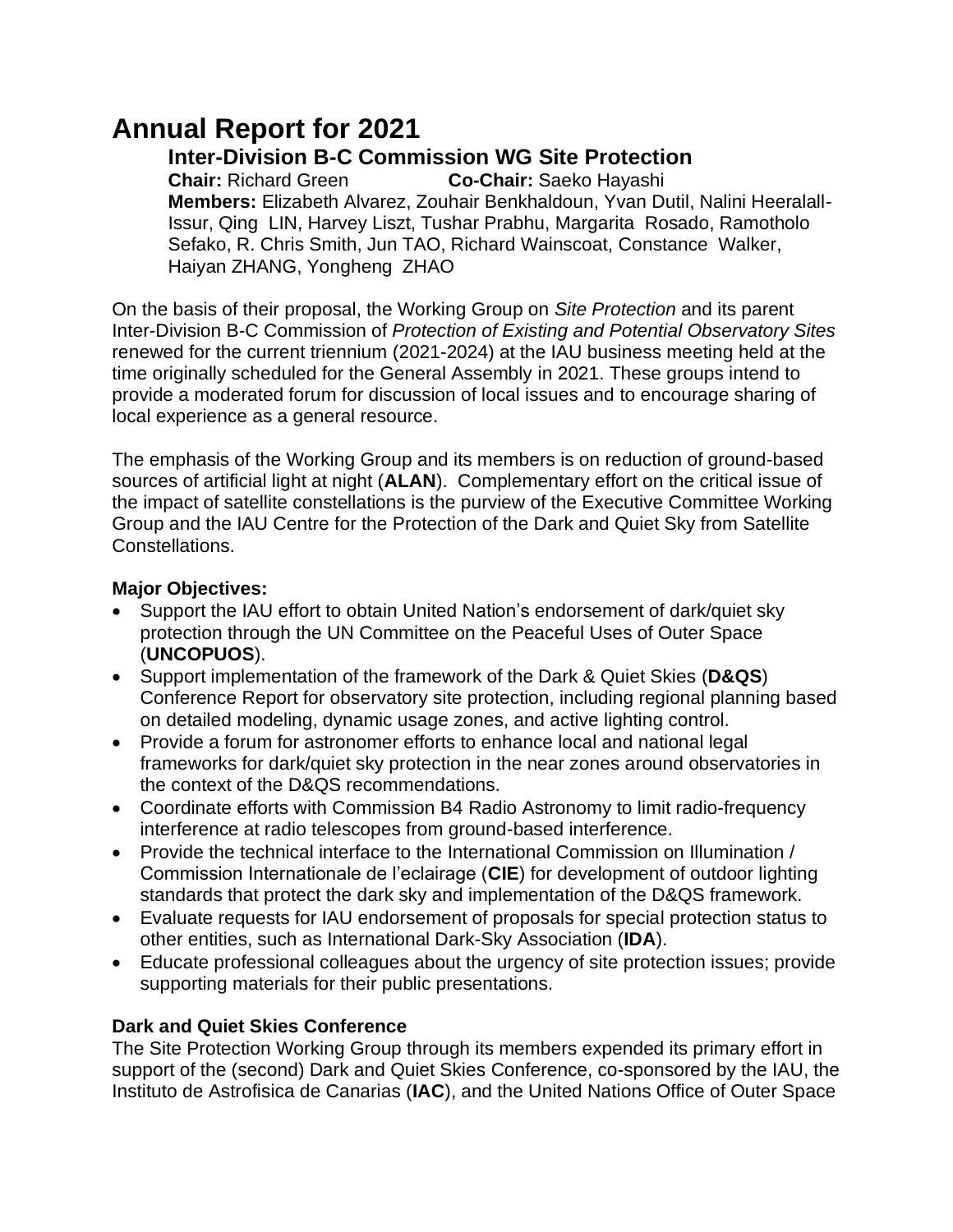# Annual Report for 2021

## Inter-Division B-C Commission WG Site Protection

**Chair:** Richard Green **Co-Chair:** Saeko Hayashi

**Members:** Elizabeth Alvarez, Zouhair Benkhaldoun, Yvan Dutil, Nalini Heeralall-Issur, Qing LIN, Harvey Liszt, Tushar Prabhu, Margarita Rosado, Ramotholo Sefako, R. Chris Smith, Jun TAO, Richard Wainscoat, Constance Walker, Haiyan ZHANG, Yongheng ZHAO

On the basis of their proposal, the Working Group on *Site Protection* and its parent Inter-Division B-C Commission of *Protection of Existing and Potential Observatory Sites* renewed for the current triennium (2021-2024) at the IAU business meeting held at the time originally scheduled for the General Assembly in 2021. These groups intend to provide a moderated forum for discussion of local issues and to encourage sharing of local experience as a general resource.

The emphasis of the Working Group and its members is on reduction of ground-based sources of artificial light at night (**ALAN**). Complementary effort on the critical issue of the impact of satellite constellations is the purview of the Executive Committee Working Group and the IAU Centre for the Protection of the Dark and Quiet Sky from Satellite Constellations.

**Major Objectives:**

- Support the IAU effort to obtain United Nation's endorsement of dark/quiet sky protection through the UN Committee on the Peaceful Uses of Outer Space (**UNCOPUOS**).
- Support implementation of the framework of the Dark & Quiet Skies (**D&QS**) Conference Report for observatory site protection, including regional planning based on detailed modeling, dynamic usage zones, and active lighting control.
- Provide a forum for astronomer efforts to enhance local and national legal frameworks for dark/quiet sky protection in the near zones around observatories in the context of the D&QS recommendations.
- Coordinate efforts with Commission B4 Radio Astronomy to limit radio-frequency interference at radio telescopes from ground-based interference.
- Provide the technical interface to the International Commission on Illumination / Commission Internationale de l'eclairage (**CIE**) for development of outdoor lighting standards that protect the dark sky and implementation of the D&QS framework.
- Evaluate requests for IAU endorsement of proposals for special protection status to other entities, such as International Dark-Sky Association (**IDA**).
- Educate professional colleagues about the urgency of site protection issues; provide supporting materials for their public presentations.

**Dark and Quiet Skies Conference**

The Site Protection Working Group through its members expended its primary effort in support of the (second) Dark and Quiet Skies Conference, co-sponsored by the IAU, the Instituto de Astrofisica de Canarias (**IAC**), and the United Nations Office of Outer Space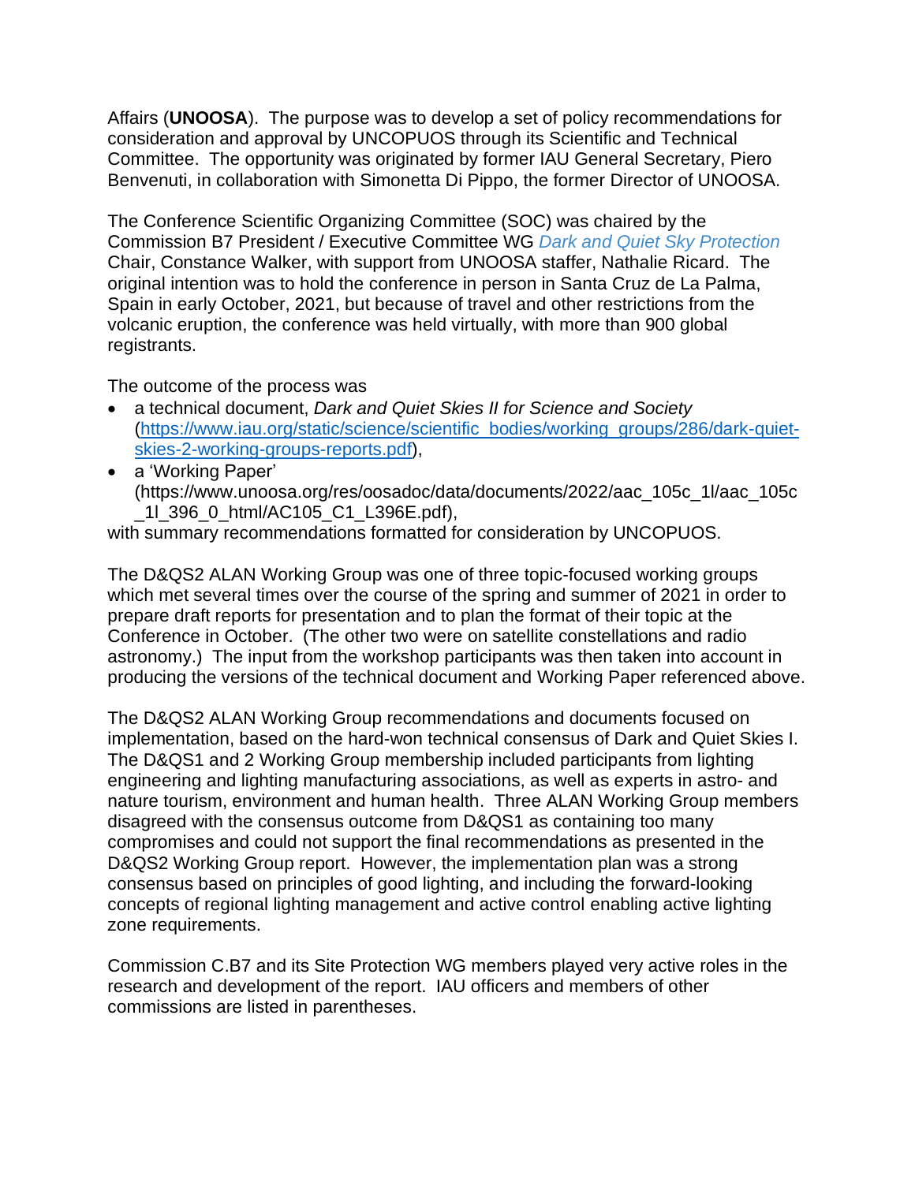Affairs (**UNOOSA**). The purpose was to develop a set of policy recommendations for consideration and approval by UNCOPUOS through its Scientific and Technical Committee. The opportunity was originated by former IAU General Secretary, Piero Benvenuti, in collaboration with Simonetta Di Pippo, the former Director of UNOOSA.

The Conference Scientific Organizing Committee (SOC) was chaired by the Commission B7 President / Executive Committee WG *Dark and Quiet Sky Protection* Chair, Constance Walker, with support from UNOOSA staffer, Nathalie Ricard. The original intention was to hold the conference in person in Santa Cruz de La Palma, Spain in early October, 2021, but because of travel and other restrictions from the volcanic eruption, the conference was held virtually, with more than 900 global registrants.

The outcome of the process was

- a technical document, *Dark and Quiet Skies II for Science and Society* (https://www.iau.org/static/science/scientific_bodies/working_groups/286/dark-quiet-skies-2-working-groups-reports.pdf),
- a 'Working Paper' (https://www.unoosa.org/res/oosadoc/data/documents/2022/aac_105c_1l/aac_105c_1l_396_0_html/AC105_C1_L396E.pdf),

with summary recommendations formatted for consideration by UNCOPUOS.

The D&QS2 ALAN Working Group was one of three topic-focused working groups which met several times over the course of the spring and summer of 2021 in order to prepare draft reports for presentation and to plan the format of their topic at the Conference in October. (The other two were on satellite constellations and radio astronomy.) The input from the workshop participants was then taken into account in producing the versions of the technical document and Working Paper referenced above.

The D&QS2 ALAN Working Group recommendations and documents focused on implementation, based on the hard-won technical consensus of Dark and Quiet Skies I. The D&QS1 and 2 Working Group membership included participants from lighting engineering and lighting manufacturing associations, as well as experts in astro- and nature tourism, environment and human health. Three ALAN Working Group members disagreed with the consensus outcome from D&QS1 as containing too many compromises and could not support the final recommendations as presented in the D&QS2 Working Group report. However, the implementation plan was a strong consensus based on principles of good lighting, and including the forward-looking concepts of regional lighting management and active control enabling active lighting zone requirements.

Commission C.B7 and its Site Protection WG members played very active roles in the research and development of the report. IAU officers and members of other commissions are listed in parentheses.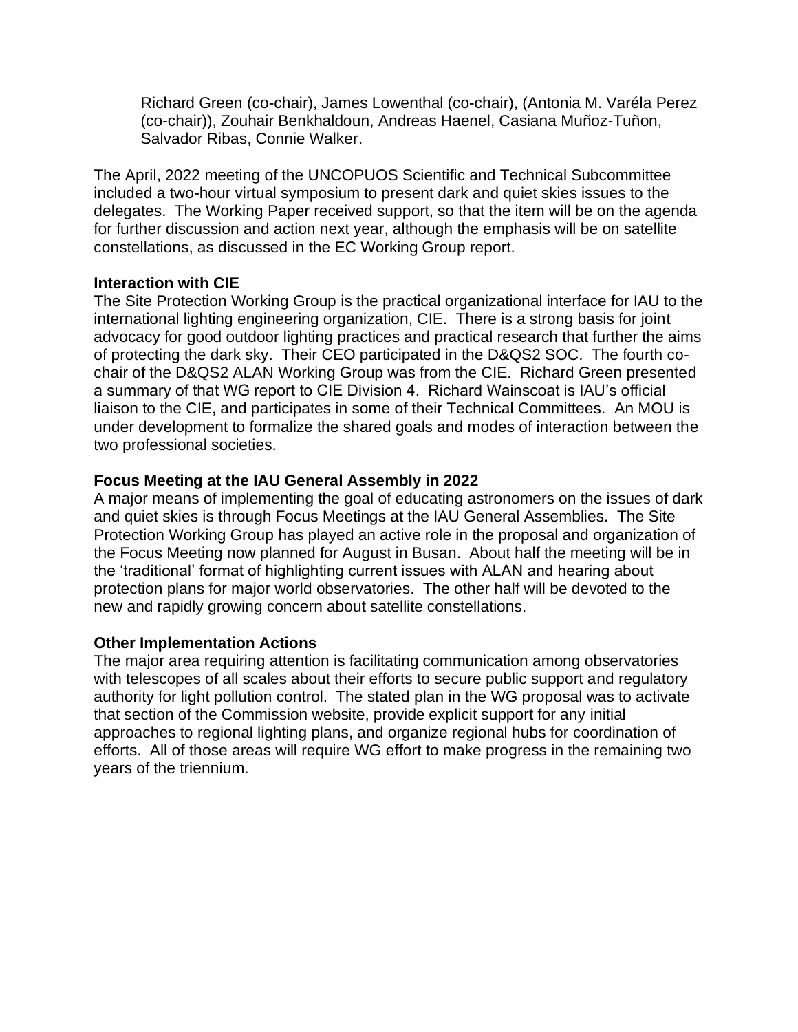Richard Green (co-chair), James Lowenthal (co-chair), (Antonia M. Varéla Perez (co-chair)), Zouhair Benkhaldoun, Andreas Haenel, Casiana Muñoz-Tuñon, Salvador Ribas, Connie Walker.

The April, 2022 meeting of the UNCOPUOS Scientific and Technical Subcommittee included a two-hour virtual symposium to present dark and quiet skies issues to the delegates. The Working Paper received support, so that the item will be on the agenda for further discussion and action next year, although the emphasis will be on satellite constellations, as discussed in the EC Working Group report.

**Interaction with CIE**

The Site Protection Working Group is the practical organizational interface for IAU to the international lighting engineering organization, CIE. There is a strong basis for joint advocacy for good outdoor lighting practices and practical research that further the aims of protecting the dark sky. Their CEO participated in the D&QS2 SOC. The fourth co-chair of the D&QS2 ALAN Working Group was from the CIE. Richard Green presented a summary of that WG report to CIE Division 4. Richard Wainscoat is IAU's official liaison to the CIE, and participates in some of their Technical Committees. An MOU is under development to formalize the shared goals and modes of interaction between the two professional societies.

**Focus Meeting at the IAU General Assembly in 2022**

A major means of implementing the goal of educating astronomers on the issues of dark and quiet skies is through Focus Meetings at the IAU General Assemblies. The Site Protection Working Group has played an active role in the proposal and organization of the Focus Meeting now planned for August in Busan. About half the meeting will be in the 'traditional' format of highlighting current issues with ALAN and hearing about protection plans for major world observatories. The other half will be devoted to the new and rapidly growing concern about satellite constellations.

**Other Implementation Actions**

The major area requiring attention is facilitating communication among observatories with telescopes of all scales about their efforts to secure public support and regulatory authority for light pollution control. The stated plan in the WG proposal was to activate that section of the Commission website, provide explicit support for any initial approaches to regional lighting plans, and organize regional hubs for coordination of efforts. All of those areas will require WG effort to make progress in the remaining two years of the triennium.